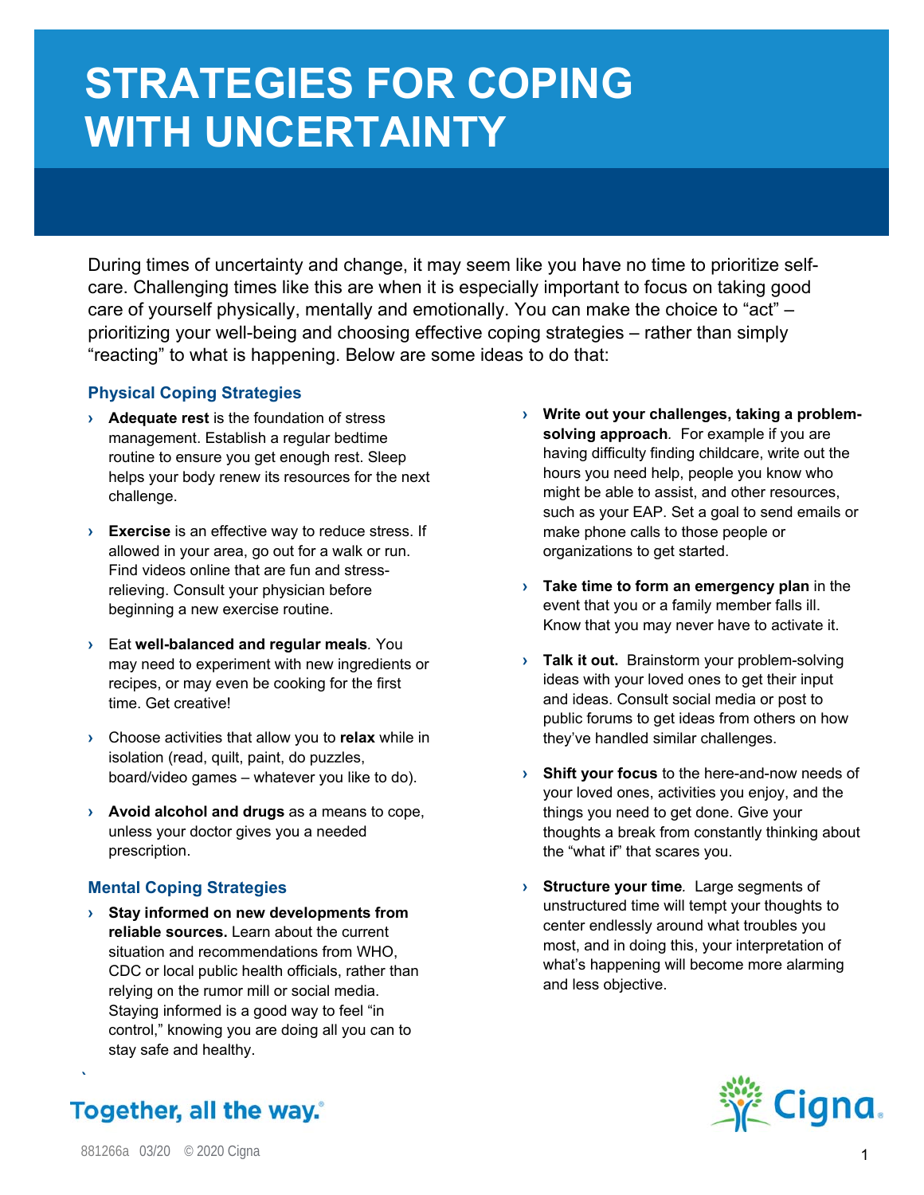# STRATEGIES FOR COPING WITH UNCERTAINTY

During times of uncertainty and change, it may seem like you have no time to prioritize self-care. Challenging times like this are when it is especially important to focus on taking good care of yourself physically, mentally and emotionally. You can make the choice to "act" – prioritizing your well-being and choosing effective coping strategies – rather than simply "reacting" to what is happening. Below are some ideas to do that:

## Physical Coping Strategies

- **Adequate rest** is the foundation of stress management. Establish a regular bedtime routine to ensure you get enough rest. Sleep helps your body renew its resources for the next challenge.
- **Exercise** is an effective way to reduce stress. If allowed in your area, go out for a walk or run. Find videos online that are fun and stress-relieving. Consult your physician before beginning a new exercise routine.
- Eat **well-balanced and regular meals**. You may need to experiment with new ingredients or recipes, or may even be cooking for the first time. Get creative!
- Choose activities that allow you to **relax** while in isolation (read, quilt, paint, do puzzles, board/video games – whatever you like to do).
- **Avoid alcohol and drugs** as a means to cope, unless your doctor gives you a needed prescription.

## Mental Coping Strategies

- **Stay informed on new developments from reliable sources.** Learn about the current situation and recommendations from WHO, CDC or local public health officials, rather than relying on the rumor mill or social media. Staying informed is a good way to feel "in control," knowing you are doing all you can to stay safe and healthy.
- **Write out your challenges, taking a problem-solving approach**. For example if you are having difficulty finding childcare, write out the hours you need help, people you know who might be able to assist, and other resources, such as your EAP. Set a goal to send emails or make phone calls to those people or organizations to get started.
- **Take time to form an emergency plan** in the event that you or a family member falls ill. Know that you may never have to activate it.
- **Talk it out.** Brainstorm your problem-solving ideas with your loved ones to get their input and ideas. Consult social media or post to public forums to get ideas from others on how they've handled similar challenges.
- **Shift your focus** to the here-and-now needs of your loved ones, activities you enjoy, and the things you need to get done. Give your thoughts a break from constantly thinking about the "what if" that scares you.
- **Structure your time**. Large segments of unstructured time will tempt your thoughts to center endlessly around what troubles you most, and in doing this, your interpretation of what's happening will become more alarming and less objective.

Together, all the way.®

Cigna®

881266a 03/20 © 2020 Cigna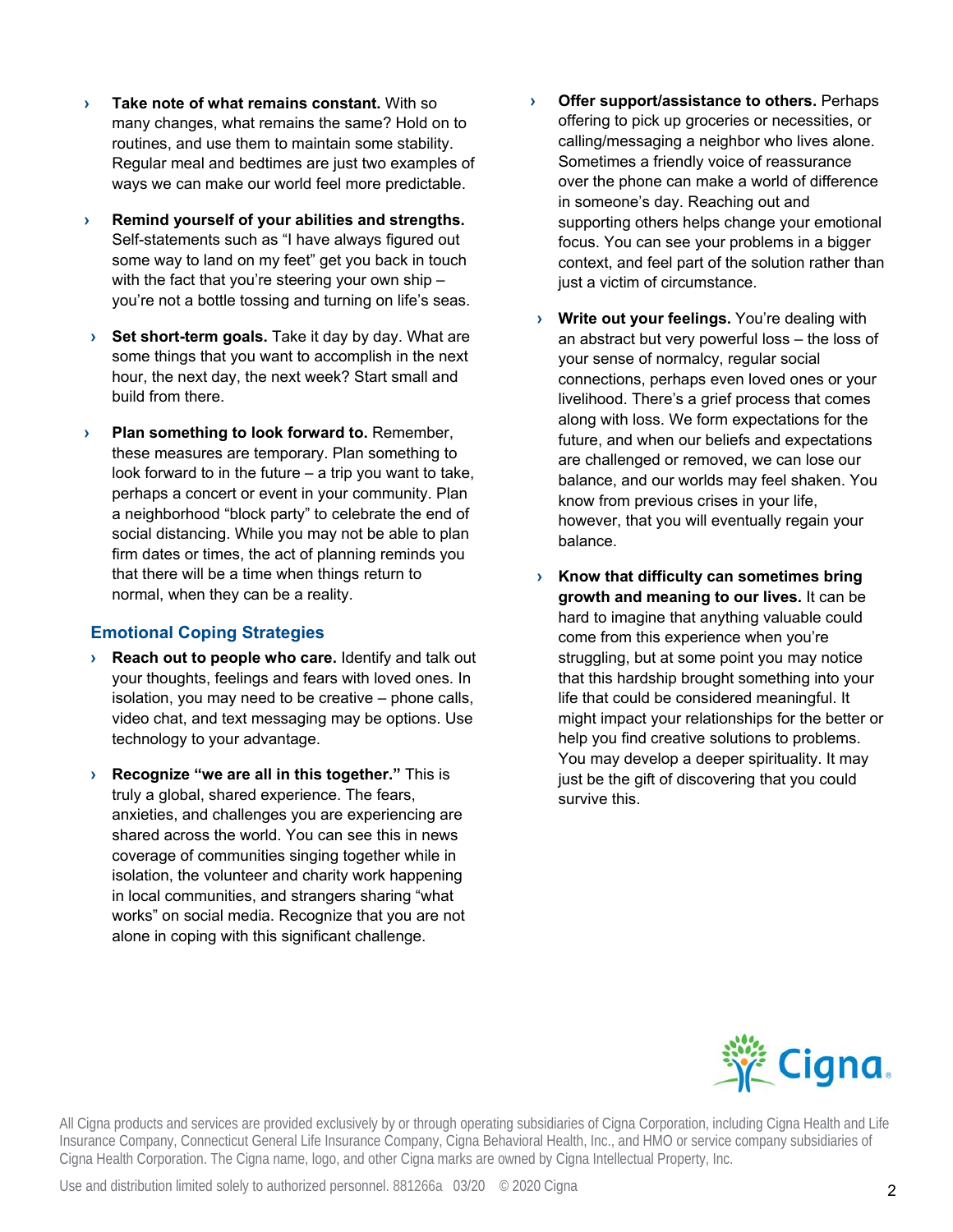- **Take note of what remains constant.** With so many changes, what remains the same? Hold on to routines, and use them to maintain some stability. Regular meal and bedtimes are just two examples of ways we can make our world feel more predictable.
- **Remind yourself of your abilities and strengths.** Self-statements such as "I have always figured out some way to land on my feet" get you back in touch with the fact that you're steering your own ship – you're not a bottle tossing and turning on life's seas.
- **Set short-term goals.** Take it day by day. What are some things that you want to accomplish in the next hour, the next day, the next week? Start small and build from there.
- **Plan something to look forward to.** Remember, these measures are temporary. Plan something to look forward to in the future – a trip you want to take, perhaps a concert or event in your community. Plan a neighborhood "block party" to celebrate the end of social distancing. While you may not be able to plan firm dates or times, the act of planning reminds you that there will be a time when things return to normal, when they can be a reality.

## Emotional Coping Strategies

- **Reach out to people who care.** Identify and talk out your thoughts, feelings and fears with loved ones. In isolation, you may need to be creative – phone calls, video chat, and text messaging may be options. Use technology to your advantage.
- **Recognize "we are all in this together."** This is truly a global, shared experience. The fears, anxieties, and challenges you are experiencing are shared across the world. You can see this in news coverage of communities singing together while in isolation, the volunteer and charity work happening in local communities, and strangers sharing "what works" on social media. Recognize that you are not alone in coping with this significant challenge.
- **Offer support/assistance to others.** Perhaps offering to pick up groceries or necessities, or calling/messaging a neighbor who lives alone. Sometimes a friendly voice of reassurance over the phone can make a world of difference in someone's day. Reaching out and supporting others helps change your emotional focus. You can see your problems in a bigger context, and feel part of the solution rather than just a victim of circumstance.
- **Write out your feelings.** You're dealing with an abstract but very powerful loss – the loss of your sense of normalcy, regular social connections, perhaps even loved ones or your livelihood. There's a grief process that comes along with loss. We form expectations for the future, and when our beliefs and expectations are challenged or removed, we can lose our balance, and our worlds may feel shaken. You know from previous crises in your life, however, that you will eventually regain your balance.
- **Know that difficulty can sometimes bring growth and meaning to our lives.** It can be hard to imagine that anything valuable could come from this experience when you're struggling, but at some point you may notice that this hardship brought something into your life that could be considered meaningful. It might impact your relationships for the better or help you find creative solutions to problems. You may develop a deeper spirituality. It may just be the gift of discovering that you could survive this.

Cigna

All Cigna products and services are provided exclusively by or through operating subsidiaries of Cigna Corporation, including Cigna Health and Life Insurance Company, Connecticut General Life Insurance Company, Cigna Behavioral Health, Inc., and HMO or service company subsidiaries of Cigna Health Corporation. The Cigna name, logo, and other Cigna marks are owned by Cigna Intellectual Property, Inc.

Use and distribution limited solely to authorized personnel. 881266a 03/20 © 2020 Cigna